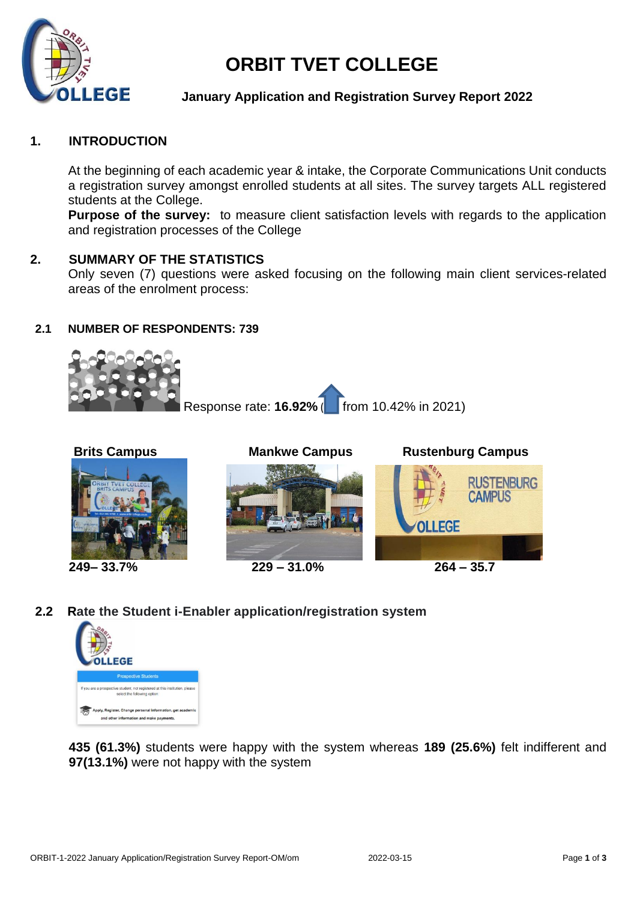# ORBIT TVET COLLEGE

**January Application and Registration Survey Report 2022**

## 1. INTRODUCTION

At the beginning of each academic year & intake, the Corporate Communications Unit conducts a registration survey amongst enrolled students at all sites. The survey targets ALL registered students at the College.

**Purpose of the survey:** to measure client satisfaction levels with regards to the application and registration processes of the College

## 2. SUMMARY OF THE STATISTICS

Only seven (7) questions were asked focusing on the following main client services-related areas of the enrolment process:

### 2.1 NUMBER OF RESPONDENTS: 739

Response rate: **16.92%** ( from 10.42% in 2021)

| Brits Campus | Mankwe Campus | Rustenburg Campus |
|---|---|---|
| **249– 33.7%** | **229 – 31.0%** | **264 – 35.7** |

### 2.2 Rate the Student i-Enabler application/registration system

**435 (61.3%)** students were happy with the system whereas **189 (25.6%)** felt indifferent and **97(13.1%)** were not happy with the system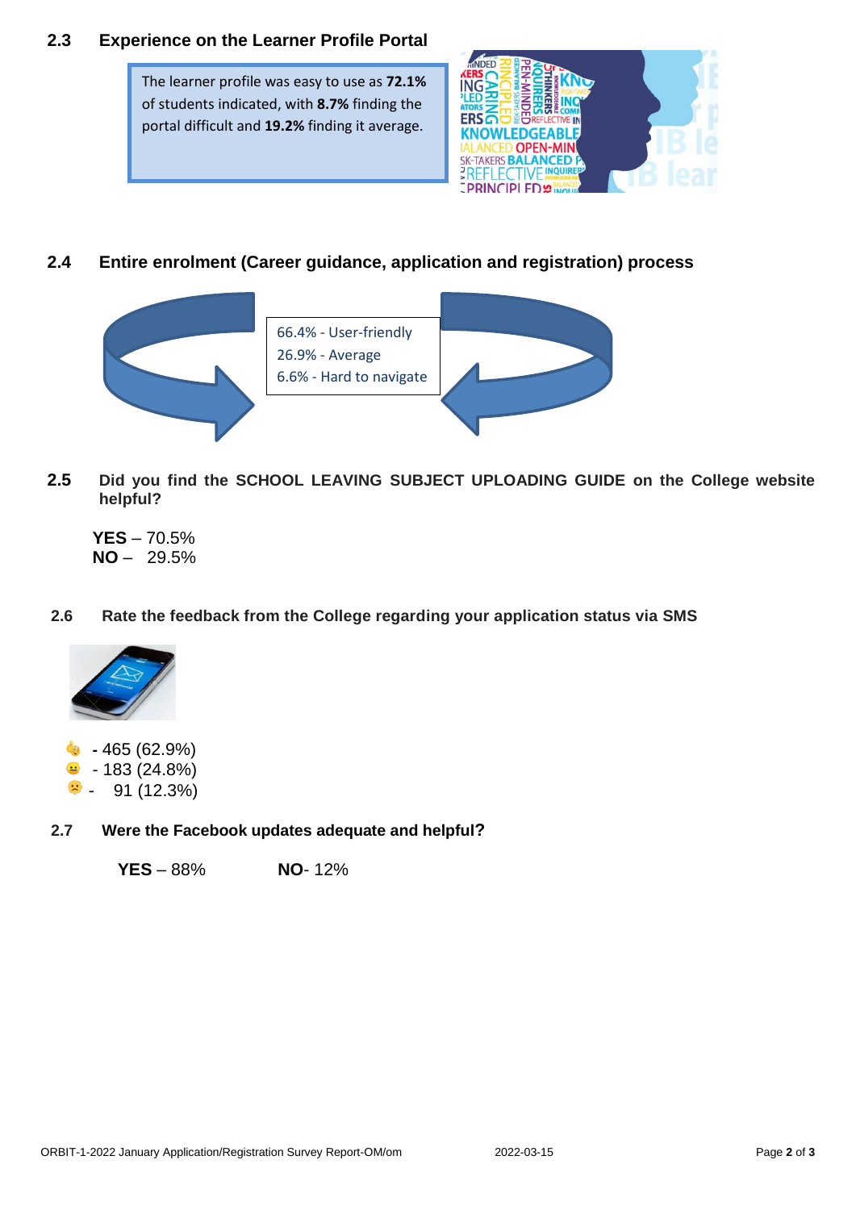### 2.3 Experience on the Learner Profile Portal

The learner profile was easy to use as **72.1%** of students indicated, with **8.7%** finding the portal difficult and **19.2%** finding it average.

### 2.4 Entire enrolment (Career guidance, application and registration) process

66.4% - User-friendly
26.9% - Average
6.6% - Hard to navigate

### 2.5 Did you find the SCHOOL LEAVING SUBJECT UPLOADING GUIDE on the College website helpful?

**YES** – 70.5%
**NO** – 29.5%

### 2.6 Rate the feedback from the College regarding your application status via SMS

- 465 (62.9%)
- 183 (24.8%)
- 91 (12.3%)

### 2.7 Were the Facebook updates adequate and helpful?

**YES** – 88% **NO**- 12%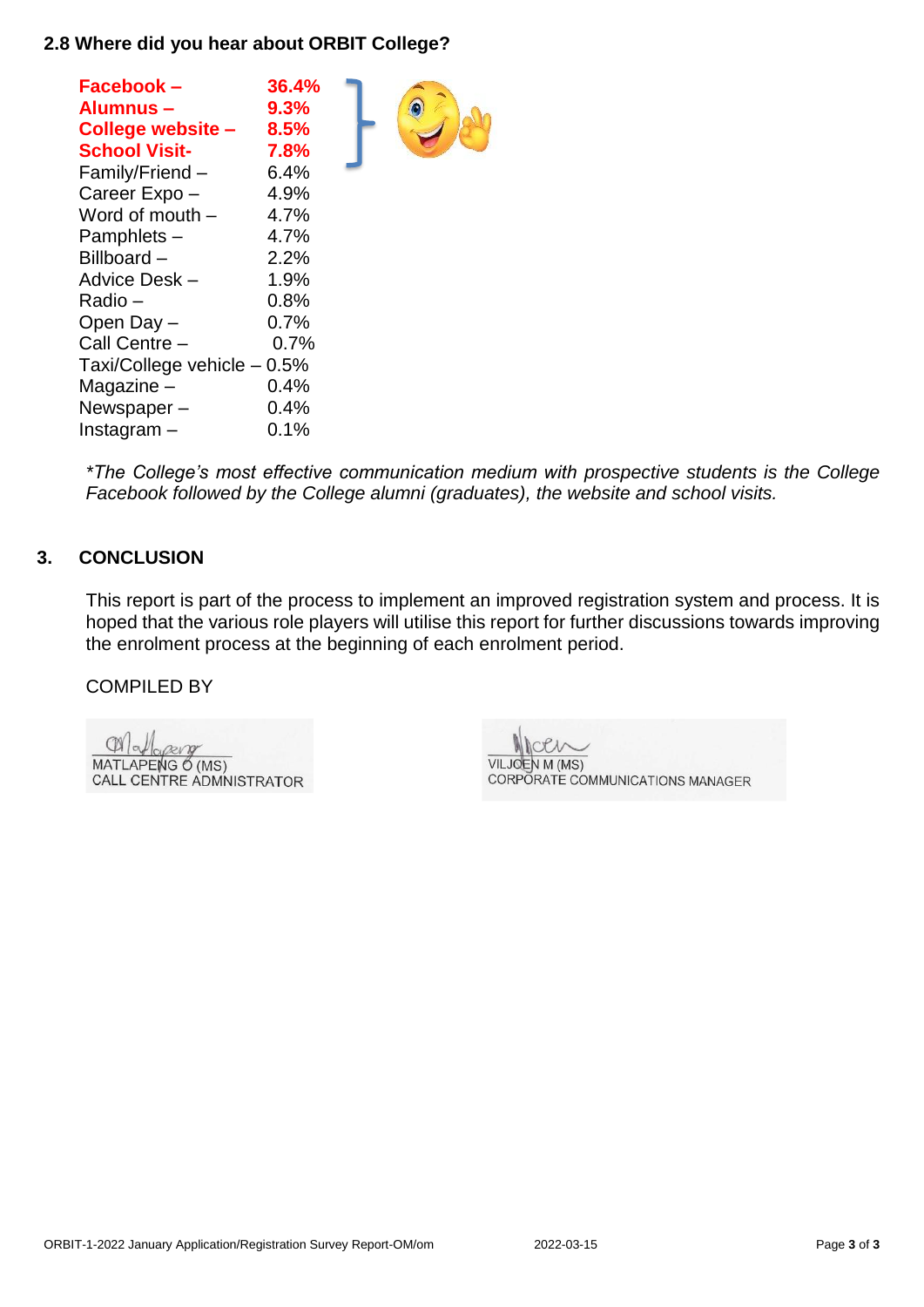### 2.8 Where did you hear about ORBIT College?

**Facebook – 36.4%**
**Alumnus – 9.3%**
**College website – 8.5%**
**School Visit- 7.8%**
Family/Friend – 6.4%
Career Expo – 4.9%
Word of mouth – 4.7%
Pamphlets – 4.7%
Billboard – 2.2%
Advice Desk – 1.9%
Radio – 0.8%
Open Day – 0.7%
Call Centre – 0.7%
Taxi/College vehicle – 0.5%
Magazine – 0.4%
Newspaper – 0.4%
Instagram – 0.1%

**The College's most effective communication medium with prospective students is the College Facebook followed by the College alumni (graduates), the website and school visits.*

## 3. CONCLUSION

This report is part of the process to implement an improved registration system and process. It is hoped that the various role players will utilise this report for further discussions towards improving the enrolment process at the beginning of each enrolment period.

COMPILED BY

MATLAPENG O (MS)
CALL CENTRE ADMINISTRATOR

VILJOEN M (MS)
CORPORATE COMMUNICATIONS MANAGER